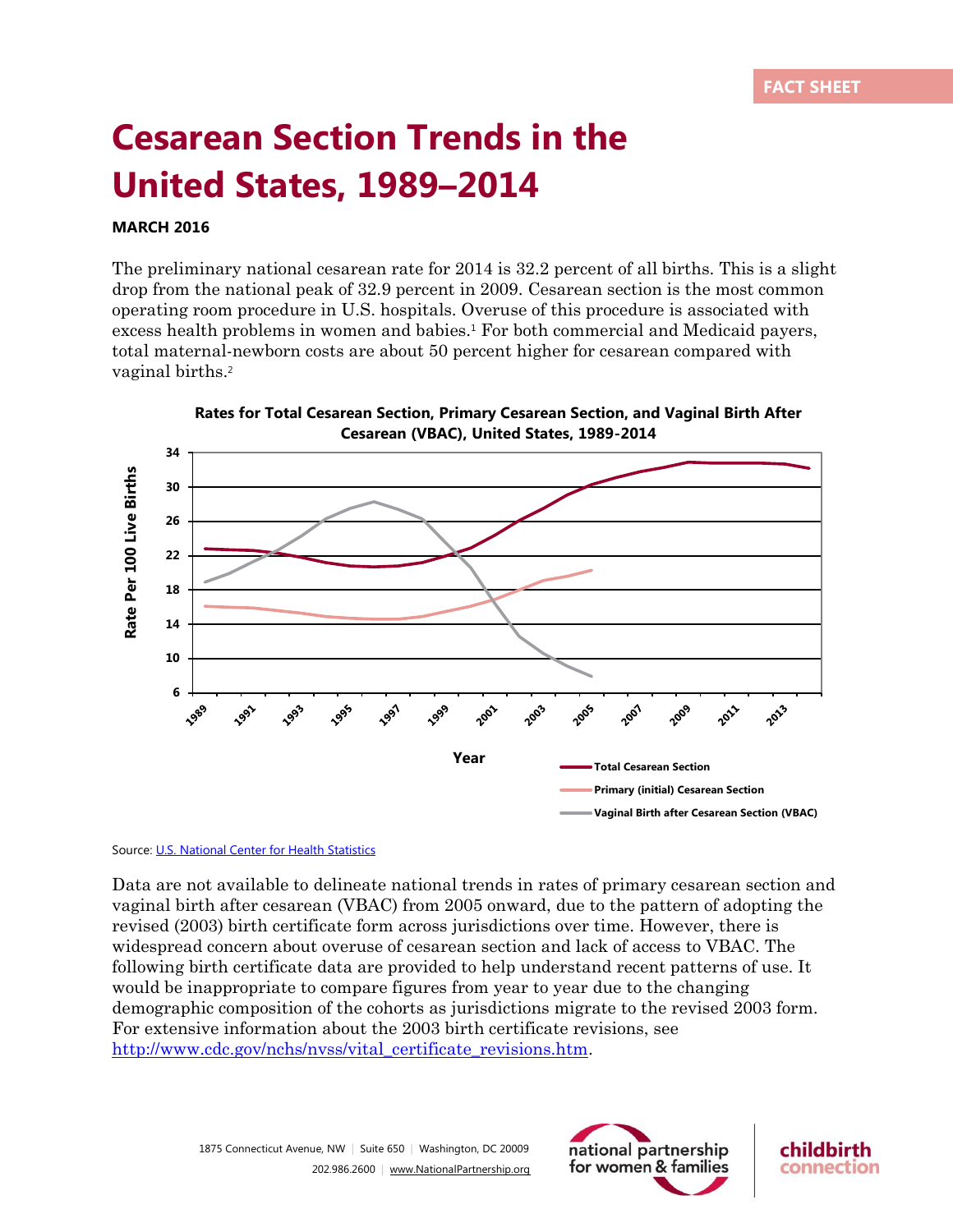FACT SHEET

# Cesarean Section Trends in the United States, 1989–2014

**MARCH 2016**

The preliminary national cesarean rate for 2014 is 32.2 percent of all births. This is a slight drop from the national peak of 32.9 percent in 2009. Cesarean section is the most common operating room procedure in U.S. hospitals. Overuse of this procedure is associated with excess health problems in women and babies.[1] For both commercial and Medicaid payers, total maternal-newborn costs are about 50 percent higher for cesarean compared with vaginal births.[2]

**Rates for Total Cesarean Section, Primary Cesarean Section, and Vaginal Birth After Cesarean (VBAC), United States, 1989-2014**

Source: [U.S. National Center for Health Statistics](#)

Data are not available to delineate national trends in rates of primary cesarean section and vaginal birth after cesarean (VBAC) from 2005 onward, due to the pattern of adopting the revised (2003) birth certificate form across jurisdictions over time. However, there is widespread concern about overuse of cesarean section and lack of access to VBAC. The following birth certificate data are provided to help understand recent patterns of use. It would be inappropriate to compare figures from year to year due to the changing demographic composition of the cohorts as jurisdictions migrate to the revised 2003 form. For extensive information about the 2003 birth certificate revisions, see http://www.cdc.gov/nchs/nvss/vital_certificate_revisions.htm.

1875 Connecticut Avenue, NW | Suite 650 | Washington, DC 20009
202.986.2600 | www.NationalPartnership.org

national partnership for women & families | childbirth connection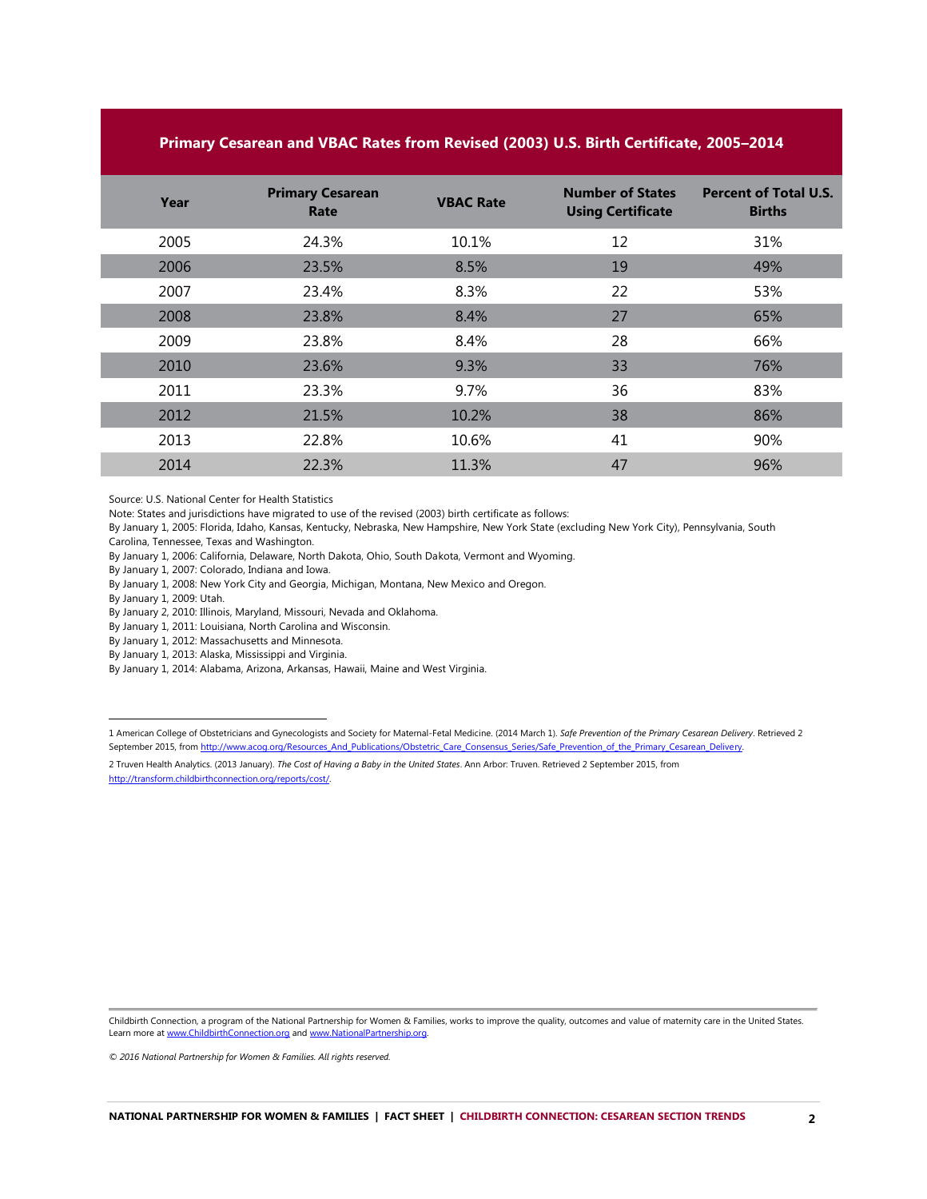## Primary Cesarean and VBAC Rates from Revised (2003) U.S. Birth Certificate, 2005–2014

| Year | Primary Cesarean Rate | VBAC Rate | Number of States Using Certificate | Percent of Total U.S. Births |
|---|---|---|---|---|
| 2005 | 24.3% | 10.1% | 12 | 31% |
| 2006 | 23.5% | 8.5% | 19 | 49% |
| 2007 | 23.4% | 8.3% | 22 | 53% |
| 2008 | 23.8% | 8.4% | 27 | 65% |
| 2009 | 23.8% | 8.4% | 28 | 66% |
| 2010 | 23.6% | 9.3% | 33 | 76% |
| 2011 | 23.3% | 9.7% | 36 | 83% |
| 2012 | 21.5% | 10.2% | 38 | 86% |
| 2013 | 22.8% | 10.6% | 41 | 90% |
| 2014 | 22.3% | 11.3% | 47 | 96% |

Source: U.S. National Center for Health Statistics

Note: States and jurisdictions have migrated to use of the revised (2003) birth certificate as follows:

By January 1, 2005: Florida, Idaho, Kansas, Kentucky, Nebraska, New Hampshire, New York State (excluding New York City), Pennsylvania, South Carolina, Tennessee, Texas and Washington.

By January 1, 2006: California, Delaware, North Dakota, Ohio, South Dakota, Vermont and Wyoming.

By January 1, 2007: Colorado, Indiana and Iowa.

By January 1, 2008: New York City and Georgia, Michigan, Montana, New Mexico and Oregon.

By January 1, 2009: Utah.

By January 2, 2010: Illinois, Maryland, Missouri, Nevada and Oklahoma.

By January 1, 2011: Louisiana, North Carolina and Wisconsin.

By January 1, 2012: Massachusetts and Minnesota.

By January 1, 2013: Alaska, Mississippi and Virginia.

By January 1, 2014: Alabama, Arizona, Arkansas, Hawaii, Maine and West Virginia.

---

1 American College of Obstetricians and Gynecologists and Society for Maternal-Fetal Medicine. (2014 March 1). *Safe Prevention of the Primary Cesarean Delivery*. Retrieved 2 September 2015, from http://www.acog.org/Resources_And_Publications/Obstetric_Care_Consensus_Series/Safe_Prevention_of_the_Primary_Cesarean_Delivery.

2 Truven Health Analytics. (2013 January). *The Cost of Having a Baby in the United States*. Ann Arbor: Truven. Retrieved 2 September 2015, from http://transform.childbirthconnection.org/reports/cost/.

---

Childbirth Connection, a program of the National Partnership for Women & Families, works to improve the quality, outcomes and value of maternity care in the United States. Learn more at www.ChildbirthConnection.org and www.NationalPartnership.org.

*© 2016 National Partnership for Women & Families. All rights reserved.*